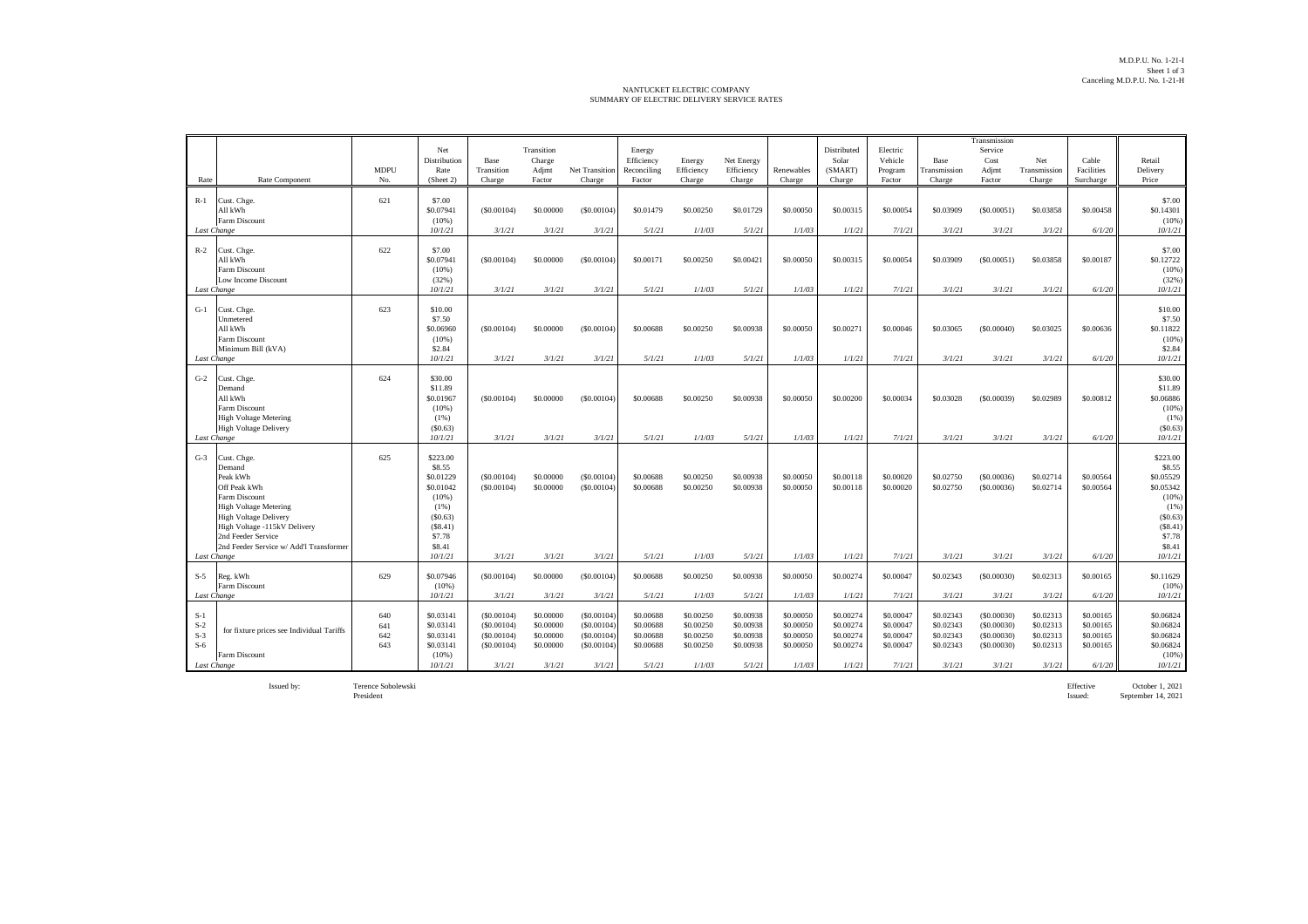M.D.P.U. No. 1-21-I
Sheet 1 of 3
Canceling M.D.P.U. No. 1-21-H

NANTUCKET ELECTRIC COMPANY
SUMMARY OF ELECTRIC DELIVERY SERVICE RATES

| Rate | Rate Component | MDPU No. | Net Distribution Rate (Sheet 2) | Base Transition Charge | Transition Charge Adjmt Factor | Net Transition Charge | Energy Efficiency Reconciling Factor | Energy Efficiency Charge | Net Energy Efficiency Charge | Renewables Charge | Distributed Solar (SMART) Charge | Electric Vehicle Program Factor | Base Transmission Charge | Transmission Service Cost Adjmt Factor | Net Transmission Charge | Cable Facilities Surcharge | Retail Delivery Price |
|---|---|---|---|---|---|---|---|---|---|---|---|---|---|---|---|---|---|
| R-1 | Cust. Chge. | 621 | $7.00 | | | | | | | | | | | | | | $7.00 |
| | All kWh | | $0.07941 | ($0.00104) | $0.00000 | ($0.00104) | $0.01479 | $0.00250 | $0.01729 | $0.00050 | $0.00315 | $0.00054 | $0.03909 | ($0.00051) | $0.03858 | $0.00458 | $0.14301 |
| | Farm Discount | | (10%) | | | | | | | | | | | | | | (10%) |
| *Last Change* | | | *10/1/21* | *3/1/21* | *3/1/21* | *3/1/21* | *5/1/21* | *1/1/03* | *5/1/21* | *1/1/03* | *1/1/21* | *7/1/21* | *3/1/21* | *3/1/21* | *3/1/21* | *6/1/20* | *10/1/21* |
| R-2 | Cust. Chge. | 622 | $7.00 | | | | | | | | | | | | | | $7.00 |
| | All kWh | | $0.07941 | ($0.00104) | $0.00000 | ($0.00104) | $0.00171 | $0.00250 | $0.00421 | $0.00050 | $0.00315 | $0.00054 | $0.03909 | ($0.00051) | $0.03858 | $0.00187 | $0.12722 |
| | Farm Discount | | (10%) | | | | | | | | | | | | | | (10%) |
| | Low Income Discount | | (32%) | | | | | | | | | | | | | | (32%) |
| *Last Change* | | | *10/1/21* | *3/1/21* | *3/1/21* | *3/1/21* | *5/1/21* | *1/1/03* | *5/1/21* | *1/1/03* | *1/1/21* | *7/1/21* | *3/1/21* | *3/1/21* | *3/1/21* | *6/1/20* | *10/1/21* |
| G-1 | Cust. Chge. | 623 | $10.00 | | | | | | | | | | | | | | $10.00 |
| | Unmetered | | $7.50 | | | | | | | | | | | | | | $7.50 |
| | All kWh | | $0.06960 | ($0.00104) | $0.00000 | ($0.00104) | $0.00688 | $0.00250 | $0.00938 | $0.00050 | $0.00271 | $0.00046 | $0.03065 | ($0.00040) | $0.03025 | $0.00636 | $0.11822 |
| | Farm Discount | | (10%) | | | | | | | | | | | | | | (10%) |
| | Minimum Bill (kVA) | | $2.84 | | | | | | | | | | | | | | $2.84 |
| *Last Change* | | | *10/1/21* | *3/1/21* | *3/1/21* | *3/1/21* | *5/1/21* | *1/1/03* | *5/1/21* | *1/1/03* | *1/1/21* | *7/1/21* | *3/1/21* | *3/1/21* | *3/1/21* | *6/1/20* | *10/1/21* |
| G-2 | Cust. Chge. | 624 | $30.00 | | | | | | | | | | | | | | $30.00 |
| | Demand | | $11.89 | | | | | | | | | | | | | | $11.89 |
| | All kWh | | $0.01967 | ($0.00104) | $0.00000 | ($0.00104) | $0.00688 | $0.00250 | $0.00938 | $0.00050 | $0.00200 | $0.00034 | $0.03028 | ($0.00039) | $0.02989 | $0.00812 | $0.06886 |
| | Farm Discount | | (10%) | | | | | | | | | | | | | | (10%) |
| | High Voltage Metering | | (1%) | | | | | | | | | | | | | | (1%) |
| | High Voltage Delivery | | ($0.63) | | | | | | | | | | | | | | ($0.63) |
| *Last Change* | | | *10/1/21* | *3/1/21* | *3/1/21* | *3/1/21* | *5/1/21* | *1/1/03* | *5/1/21* | *1/1/03* | *1/1/21* | *7/1/21* | *3/1/21* | *3/1/21* | *3/1/21* | *6/1/20* | *10/1/21* |
| G-3 | Cust. Chge. | 625 | $223.00 | | | | | | | | | | | | | | $223.00 |
| | Demand | | $8.55 | | | | | | | | | | | | | | $8.55 |
| | Peak kWh | | $0.01229 | ($0.00104) | $0.00000 | ($0.00104) | $0.00688 | $0.00250 | $0.00938 | $0.00050 | $0.00118 | $0.00020 | $0.02750 | ($0.00036) | $0.02714 | $0.00564 | $0.05529 |
| | Off Peak kWh | | $0.01042 | ($0.00104) | $0.00000 | ($0.00104) | $0.00688 | $0.00250 | $0.00938 | $0.00050 | $0.00118 | $0.00020 | $0.02750 | ($0.00036) | $0.02714 | $0.00564 | $0.05342 |
| | Farm Discount | | (10%) | | | | | | | | | | | | | | (10%) |
| | High Voltage Metering | | (1%) | | | | | | | | | | | | | | (1%) |
| | High Voltage Delivery | | ($0.63) | | | | | | | | | | | | | | ($0.63) |
| | High Voltage -115kV Delivery | | ($8.41) | | | | | | | | | | | | | | ($8.41) |
| | 2nd Feeder Service | | $7.78 | | | | | | | | | | | | | | $7.78 |
| | 2nd Feeder Service w/ Add'l Transformer | | $8.41 | | | | | | | | | | | | | | $8.41 |
| *Last Change* | | | *10/1/21* | *3/1/21* | *3/1/21* | *3/1/21* | *5/1/21* | *1/1/03* | *5/1/21* | *1/1/03* | *1/1/21* | *7/1/21* | *3/1/21* | *3/1/21* | *3/1/21* | *6/1/20* | *10/1/21* |
| S-5 | Reg. kWh | 629 | $0.07946 | ($0.00104) | $0.00000 | ($0.00104) | $0.00688 | $0.00250 | $0.00938 | $0.00050 | $0.00274 | $0.00047 | $0.02343 | ($0.00030) | $0.02313 | $0.00165 | $0.11629 |
| | Farm Discount | | (10%) | | | | | | | | | | | | | | (10%) |
| *Last Change* | | | *10/1/21* | *3/1/21* | *3/1/21* | *3/1/21* | *5/1/21* | *1/1/03* | *5/1/21* | *1/1/03* | *1/1/21* | *7/1/21* | *3/1/21* | *3/1/21* | *3/1/21* | *6/1/20* | *10/1/21* |
| S-1 | for fixture prices see Individual Tariffs | 640 | $0.03141 | ($0.00104) | $0.00000 | ($0.00104) | $0.00688 | $0.00250 | $0.00938 | $0.00050 | $0.00274 | $0.00047 | $0.02343 | ($0.00030) | $0.02313 | $0.00165 | $0.06824 |
| S-2 | | 641 | $0.03141 | ($0.00104) | $0.00000 | ($0.00104) | $0.00688 | $0.00250 | $0.00938 | $0.00050 | $0.00274 | $0.00047 | $0.02343 | ($0.00030) | $0.02313 | $0.00165 | $0.06824 |
| S-3 | | 642 | $0.03141 | ($0.00104) | $0.00000 | ($0.00104) | $0.00688 | $0.00250 | $0.00938 | $0.00050 | $0.00274 | $0.00047 | $0.02343 | ($0.00030) | $0.02313 | $0.00165 | $0.06824 |
| S-6 | | 643 | $0.03141 | ($0.00104) | $0.00000 | ($0.00104) | $0.00688 | $0.00250 | $0.00938 | $0.00050 | $0.00274 | $0.00047 | $0.02343 | ($0.00030) | $0.02313 | $0.00165 | $0.06824 |
| | Farm Discount | | (10%) | | | | | | | | | | | | | | (10%) |
| *Last Change* | | | *10/1/21* | *3/1/21* | *3/1/21* | *3/1/21* | *5/1/21* | *1/1/03* | *5/1/21* | *1/1/03* | *1/1/21* | *7/1/21* | *3/1/21* | *3/1/21* | *3/1/21* | *6/1/20* | *10/1/21* |

Issued by: Terence Sobolewski
President

Effective: October 1, 2021
Issued: September 14, 2021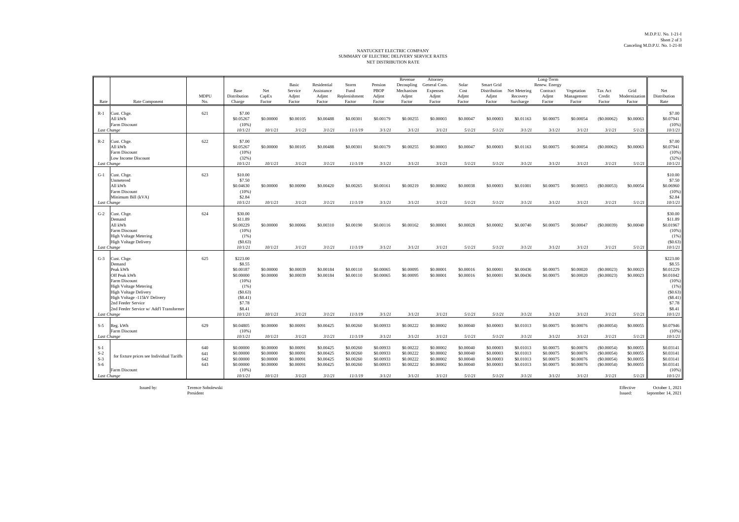M.D.P.U. No. 1-21-I
Sheet 2 of 3
Canceling M.D.P.U. No. 1-21-H

# NANTUCKET ELECTRIC COMPANY
## SUMMARY OF ELECTRIC DELIVERY SERVICE RATES
## NET DISTRIBUTION RATE

| Rate | Rate Component | MDPU No. | Base Distribution Charge | Net CapEx Factor | Basic Service Adjmt Factor | Residential Assistance Adjmt Factor | Storm Fund Replenishment Factor | Pension PBOP Adjmt Factor | Revenue Decoupling Mechanism Adjmt Factor | Attorney General Cons. Expenses Adjmt Factor | Solar Cost Adjmt Factor | Smart Grid Distribution Adjmt Factor | Net Metering Recovery Surcharge | Long-Term Renew. Energy Contract Adjmt Factor | Vegetation Management Factor | Tax Act Credit Factor | Grid Modernization Factor | Net Distribution Rate |
|---|---|---|---|---|---|---|---|---|---|---|---|---|---|---|---|---|---|---|
| R-1 | Cust. Chge. | 621 | $7.00 | | | | | | | | | | | | | | | $7.00 |
| | All kWh | | $0.05267 | $0.00000 | $0.00105 | $0.00488 | $0.00301 | $0.00179 | $0.00255 | $0.00003 | $0.00047 | $0.00003 | $0.01163 | $0.00075 | $0.00054 | ($0.00062) | $0.00063 | $0.07941 |
| | Farm Discount | | (10%) | | | | | | | | | | | | | | | (10%) |
| *Last Change* | | | *10/1/21* | *10/1/21* | *3/1/21* | *3/1/21* | *11/1/19* | *3/1/21* | *3/1/21* | *3/1/21* | *5/1/21* | *5/1/21* | *3/1/21* | *3/1/21* | *3/1/21* | *3/1/21* | *5/1/21* | *10/1/21* |
| R-2 | Cust. Chge. | 622 | $7.00 | | | | | | | | | | | | | | | $7.00 |
| | All kWh | | $0.05267 | $0.00000 | $0.00105 | $0.00488 | $0.00301 | $0.00179 | $0.00255 | $0.00003 | $0.00047 | $0.00003 | $0.01163 | $0.00075 | $0.00054 | ($0.00062) | $0.00063 | $0.07941 |
| | Farm Discount | | (10%) | | | | | | | | | | | | | | | (10%) |
| | Low Income Discount | | (32%) | | | | | | | | | | | | | | | (32%) |
| *Last Change* | | | *10/1/21* | *10/1/21* | *3/1/21* | *3/1/21* | *11/1/19* | *3/1/21* | *3/1/21* | *3/1/21* | *5/1/21* | *5/1/21* | *3/1/21* | *3/1/21* | *3/1/21* | *3/1/21* | *5/1/21* | *10/1/21* |
| G-1 | Cust. Chge. | 623 | $10.00 | | | | | | | | | | | | | | | $10.00 |
| | Unmetered | | $7.50 | | | | | | | | | | | | | | | $7.50 |
| | All kWh | | $0.04630 | $0.00000 | $0.00090 | $0.00420 | $0.00265 | $0.00161 | $0.00219 | $0.00002 | $0.00038 | $0.00003 | $0.01001 | $0.00075 | $0.00055 | ($0.00053) | $0.00054 | $0.06960 |
| | Farm Discount | | (10%) | | | | | | | | | | | | | | | (10%) |
| | Minimum Bill (kVA) | | $2.84 | | | | | | | | | | | | | | | $2.84 |
| *Last Change* | | | *10/1/21* | *10/1/21* | *3/1/21* | *3/1/21* | *11/1/19* | *3/1/21* | *3/1/21* | *3/1/21* | *5/1/21* | *5/1/21* | *3/1/21* | *3/1/21* | *3/1/21* | *3/1/21* | *5/1/21* | *10/1/21* |
| G-2 | Cust. Chge. | 624 | $30.00 | | | | | | | | | | | | | | | $30.00 |
| | Demand | | $11.89 | | | | | | | | | | | | | | | $11.89 |
| | All kWh | | $0.00229 | $0.00000 | $0.00066 | $0.00310 | $0.00190 | $0.00116 | $0.00162 | $0.00001 | $0.00028 | $0.00002 | $0.00740 | $0.00075 | $0.00047 | ($0.00039) | $0.00040 | $0.01967 |
| | Farm Discount | | (10%) | | | | | | | | | | | | | | | (10%) |
| | High Voltage Metering | | (1%) | | | | | | | | | | | | | | | (1%) |
| | High Voltage Delivery | | ($0.63) | | | | | | | | | | | | | | | ($0.63) |
| *Last Change* | | | *10/1/21* | *10/1/21* | *3/1/21* | *3/1/21* | *11/1/19* | *3/1/21* | *3/1/21* | *3/1/21* | *5/1/21* | *5/1/21* | *3/1/21* | *3/1/21* | *3/1/21* | *3/1/21* | *5/1/21* | *10/1/21* |
| G-3 | Cust. Chge. | 625 | $223.00 | | | | | | | | | | | | | | | $223.00 |
| | Demand | | $8.55 | | | | | | | | | | | | | | | $8.55 |
| | Peak kWh | | $0.00187 | $0.00000 | $0.00039 | $0.00184 | $0.00110 | $0.00065 | $0.00095 | $0.00001 | $0.00016 | $0.00001 | $0.00436 | $0.00075 | $0.00020 | ($0.00023) | $0.00023 | $0.01229 |
| | Off Peak kWh | | $0.00000 | $0.00000 | $0.00039 | $0.00184 | $0.00110 | $0.00065 | $0.00095 | $0.00001 | $0.00016 | $0.00001 | $0.00436 | $0.00075 | $0.00020 | ($0.00023) | $0.00023 | $0.01042 |
| | Farm Discount | | (10%) | | | | | | | | | | | | | | | (10%) |
| | High Voltage Metering | | (1%) | | | | | | | | | | | | | | | (1%) |
| | High Voltage Delivery | | ($0.63) | | | | | | | | | | | | | | | ($0.63) |
| | High Voltage -115kV Delivery | | ($8.41) | | | | | | | | | | | | | | | ($8.41) |
| | 2nd Feeder Service | | $7.78 | | | | | | | | | | | | | | | $7.78 |
| | 2nd Feeder Service w/ Add'l Transformer | | $8.41 | | | | | | | | | | | | | | | $8.41 |
| *Last Change* | | | *10/1/21* | *10/1/21* | *3/1/21* | *3/1/21* | *11/1/19* | *3/1/21* | *3/1/21* | *3/1/21* | *5/1/21* | *5/1/21* | *3/1/21* | *3/1/21* | *3/1/21* | *3/1/21* | *5/1/21* | *10/1/21* |
| S-5 | Reg. kWh | 629 | $0.04805 | $0.00000 | $0.00091 | $0.00425 | $0.00260 | $0.00933 | $0.00222 | $0.00002 | $0.00040 | $0.00003 | $0.01013 | $0.00075 | $0.00076 | ($0.00054) | $0.00055 | $0.07946 |
| | Farm Discount | | (10%) | | | | | | | | | | | | | | | (10%) |
| *Last Change* | | | *10/1/21* | *10/1/21* | *3/1/21* | *3/1/21* | *11/1/19* | *3/1/21* | *3/1/21* | *3/1/21* | *5/1/21* | *5/1/21* | *3/1/21* | *3/1/21* | *3/1/21* | *3/1/21* | *5/1/21* | *10/1/21* |
| S-1 | for fixture prices see Individual Tariffs | 640 | $0.00000 | $0.00000 | $0.00091 | $0.00425 | $0.00260 | $0.00933 | $0.00222 | $0.00002 | $0.00040 | $0.00003 | $0.01013 | $0.00075 | $0.00076 | ($0.00054) | $0.00055 | $0.03141 |
| S-2 | | 641 | $0.00000 | $0.00000 | $0.00091 | $0.00425 | $0.00260 | $0.00933 | $0.00222 | $0.00002 | $0.00040 | $0.00003 | $0.01013 | $0.00075 | $0.00076 | ($0.00054) | $0.00055 | $0.03141 |
| S-3 | | 642 | $0.00000 | $0.00000 | $0.00091 | $0.00425 | $0.00260 | $0.00933 | $0.00222 | $0.00002 | $0.00040 | $0.00003 | $0.01013 | $0.00075 | $0.00076 | ($0.00054) | $0.00055 | $0.03141 |
| S-6 | | 643 | $0.00000 | $0.00000 | $0.00091 | $0.00425 | $0.00260 | $0.00933 | $0.00222 | $0.00002 | $0.00040 | $0.00003 | $0.01013 | $0.00075 | $0.00076 | ($0.00054) | $0.00055 | $0.03141 |
| | Farm Discount | | (10%) | | | | | | | | | | | | | | | (10%) |
| *Last Change* | | | *10/1/21* | *10/1/21* | *3/1/21* | *3/1/21* | *11/1/19* | *3/1/21* | *3/1/21* | *3/1/21* | *5/1/21* | *5/1/21* | *3/1/21* | *3/1/21* | *3/1/21* | *3/1/21* | *5/1/21* | *10/1/21* |

Issued by: Terence Sobolewski
President

Effective: October 1, 2021
Issued: September 14, 2021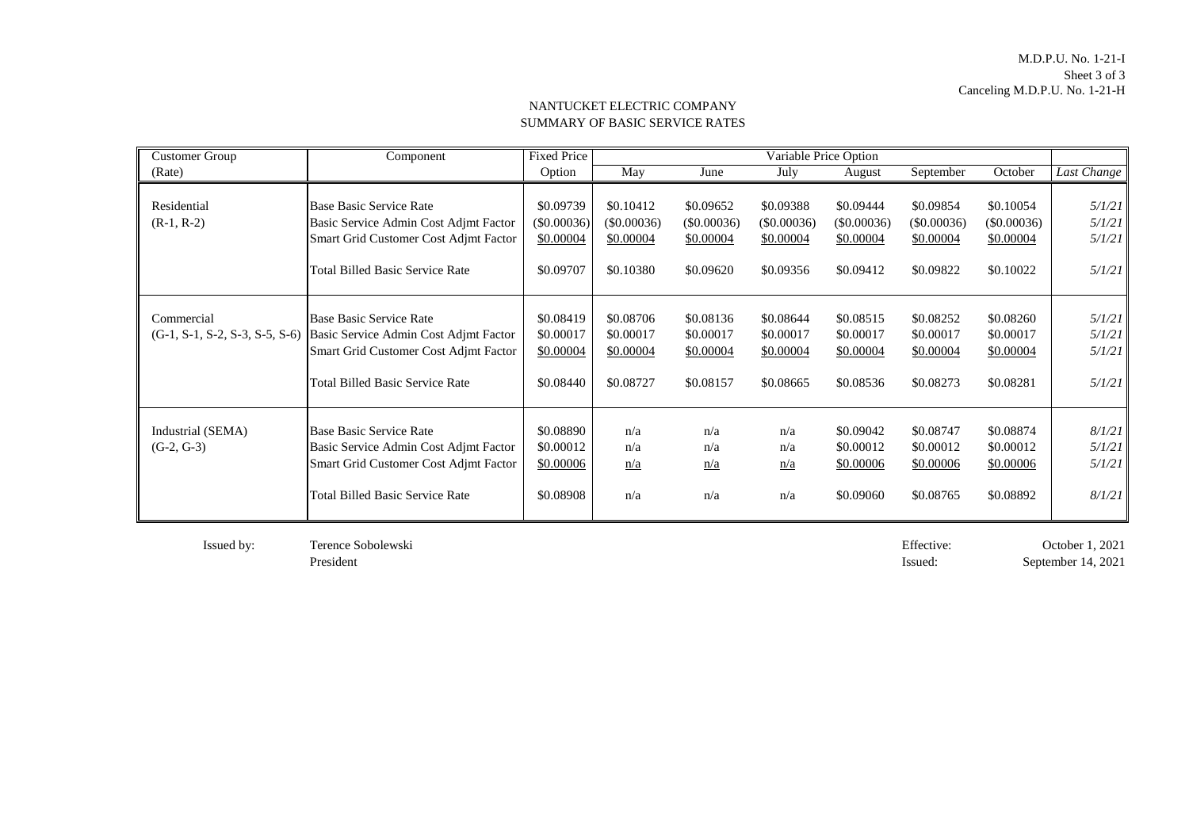M.D.P.U. No. 1-21-I
Sheet 3 of 3
Canceling M.D.P.U. No. 1-21-H

NANTUCKET ELECTRIC COMPANY
SUMMARY OF BASIC SERVICE RATES

| Customer Group (Rate) | Component | Fixed Price Option | Variable Price Option | | | | | | Last Change |
|---|---|---|---|---|---|---|---|---|---|
| | | | May | June | July | August | September | October | |
| Residential (R-1, R-2) | Base Basic Service Rate | $0.09739 | $0.10412 | $0.09652 | $0.09388 | $0.09444 | $0.09854 | $0.10054 | *5/1/21* |
| | Basic Service Admin Cost Adjmt Factor | ($0.00036) | ($0.00036) | ($0.00036) | ($0.00036) | ($0.00036) | ($0.00036) | ($0.00036) | *5/1/21* |
| | Smart Grid Customer Cost Adjmt Factor | $0.00004 | $0.00004 | $0.00004 | $0.00004 | $0.00004 | $0.00004 | $0.00004 | *5/1/21* |
| | Total Billed Basic Service Rate | $0.09707 | $0.10380 | $0.09620 | $0.09356 | $0.09412 | $0.09822 | $0.10022 | *5/1/21* |
| Commercial (G-1, S-1, S-2, S-3, S-5, S-6) | Base Basic Service Rate | $0.08419 | $0.08706 | $0.08136 | $0.08644 | $0.08515 | $0.08252 | $0.08260 | *5/1/21* |
| | Basic Service Admin Cost Adjmt Factor | $0.00017 | $0.00017 | $0.00017 | $0.00017 | $0.00017 | $0.00017 | $0.00017 | *5/1/21* |
| | Smart Grid Customer Cost Adjmt Factor | $0.00004 | $0.00004 | $0.00004 | $0.00004 | $0.00004 | $0.00004 | $0.00004 | *5/1/21* |
| | Total Billed Basic Service Rate | $0.08440 | $0.08727 | $0.08157 | $0.08665 | $0.08536 | $0.08273 | $0.08281 | *5/1/21* |
| Industrial (SEMA) (G-2, G-3) | Base Basic Service Rate | $0.08890 | n/a | n/a | n/a | $0.09042 | $0.08747 | $0.08874 | *8/1/21* |
| | Basic Service Admin Cost Adjmt Factor | $0.00012 | n/a | n/a | n/a | $0.00012 | $0.00012 | $0.00012 | *5/1/21* |
| | Smart Grid Customer Cost Adjmt Factor | $0.00006 | n/a | n/a | n/a | $0.00006 | $0.00006 | $0.00006 | *5/1/21* |
| | Total Billed Basic Service Rate | $0.08908 | n/a | n/a | n/a | $0.09060 | $0.08765 | $0.08892 | *8/1/21* |

Issued by: Terence Sobolewski
President

Effective: October 1, 2021
Issued: September 14, 2021